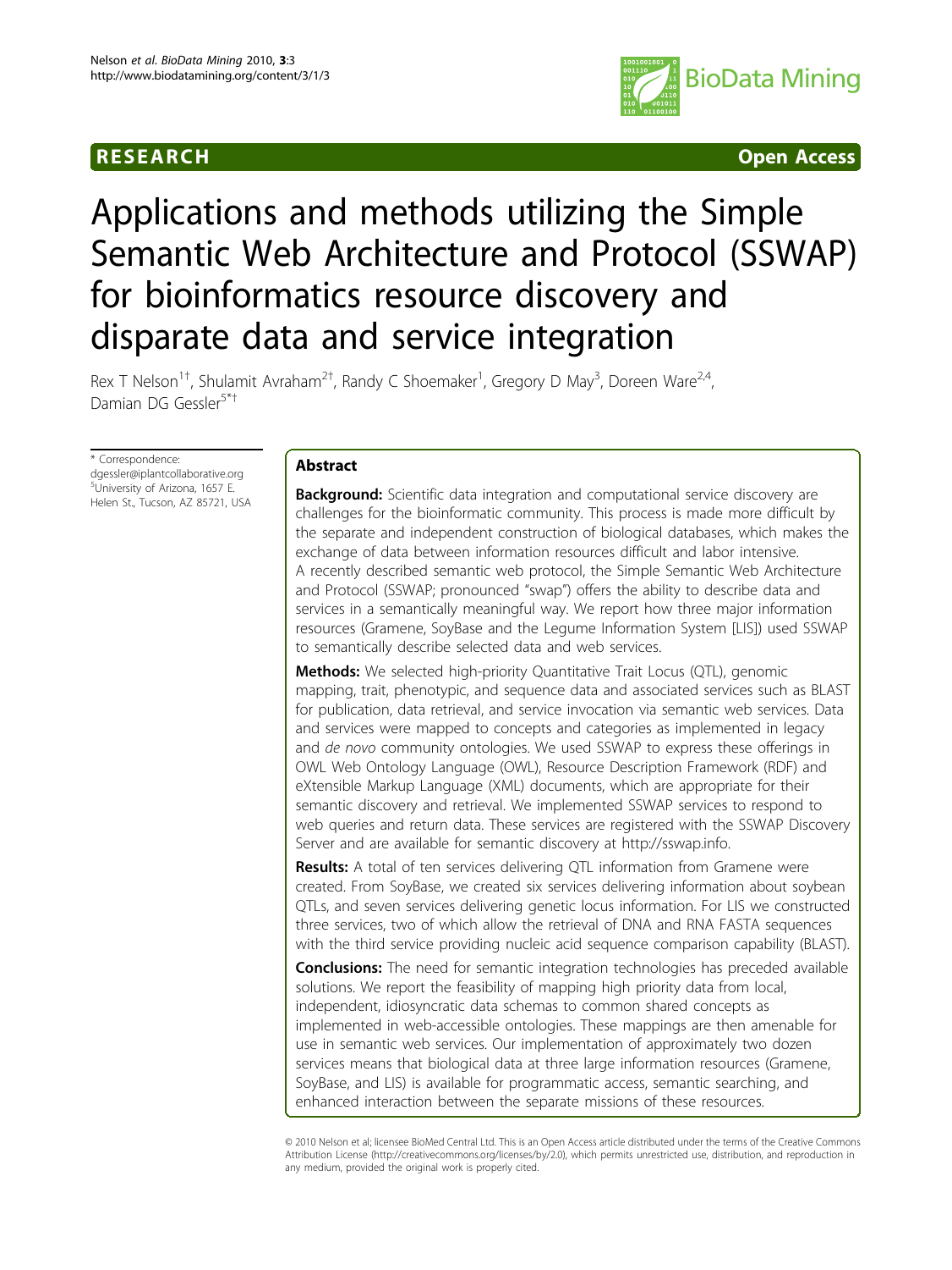RESEARCH Open Access

# Applications and methods utilizing the Simple Semantic Web Architecture and Protocol (SSWAP) for bioinformatics resource discovery and disparate data and service integration

Rex T Nelson[1†], Shulamit Avraham[2†], Randy C Shoemaker[1], Gregory D May[3], Doreen Ware[2,4], Damian DG Gessler[5*†]

\* Correspondence: dgessler@iplantcollaborative.org
[5]University of Arizona, 1657 E. Helen St., Tucson, AZ 85721, USA

## Abstract

**Background:** Scientific data integration and computational service discovery are challenges for the bioinformatic community. This process is made more difficult by the separate and independent construction of biological databases, which makes the exchange of data between information resources difficult and labor intensive. A recently described semantic web protocol, the Simple Semantic Web Architecture and Protocol (SSWAP; pronounced "swap") offers the ability to describe data and services in a semantically meaningful way. We report how three major information resources (Gramene, SoyBase and the Legume Information System [LIS]) used SSWAP to semantically describe selected data and web services.

**Methods:** We selected high-priority Quantitative Trait Locus (QTL), genomic mapping, trait, phenotypic, and sequence data and associated services such as BLAST for publication, data retrieval, and service invocation via semantic web services. Data and services were mapped to concepts and categories as implemented in legacy and *de novo* community ontologies. We used SSWAP to express these offerings in OWL Web Ontology Language (OWL), Resource Description Framework (RDF) and eXtensible Markup Language (XML) documents, which are appropriate for their semantic discovery and retrieval. We implemented SSWAP services to respond to web queries and return data. These services are registered with the SSWAP Discovery Server and are available for semantic discovery at http://sswap.info.

**Results:** A total of ten services delivering QTL information from Gramene were created. From SoyBase, we created six services delivering information about soybean QTLs, and seven services delivering genetic locus information. For LIS we constructed three services, two of which allow the retrieval of DNA and RNA FASTA sequences with the third service providing nucleic acid sequence comparison capability (BLAST).

**Conclusions:** The need for semantic integration technologies has preceded available solutions. We report the feasibility of mapping high priority data from local, independent, idiosyncratic data schemas to common shared concepts as implemented in web-accessible ontologies. These mappings are then amenable for use in semantic web services. Our implementation of approximately two dozen services means that biological data at three large information resources (Gramene, SoyBase, and LIS) is available for programmatic access, semantic searching, and enhanced interaction between the separate missions of these resources.

© 2010 Nelson et al; licensee BioMed Central Ltd. This is an Open Access article distributed under the terms of the Creative Commons Attribution License (http://creativecommons.org/licenses/by/2.0), which permits unrestricted use, distribution, and reproduction in any medium, provided the original work is properly cited.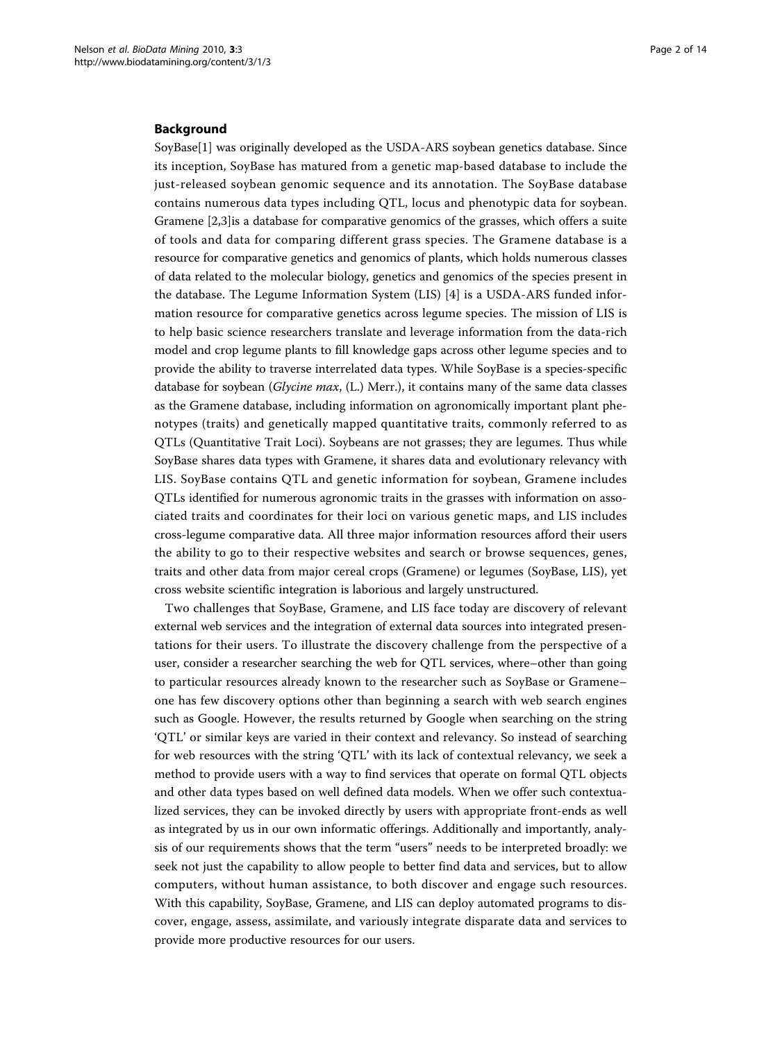## Background

SoyBase[1] was originally developed as the USDA-ARS soybean genetics database. Since its inception, SoyBase has matured from a genetic map-based database to include the just-released soybean genomic sequence and its annotation. The SoyBase database contains numerous data types including QTL, locus and phenotypic data for soybean. Gramene [2,3]is a database for comparative genomics of the grasses, which offers a suite of tools and data for comparing different grass species. The Gramene database is a resource for comparative genetics and genomics of plants, which holds numerous classes of data related to the molecular biology, genetics and genomics of the species present in the database. The Legume Information System (LIS) [4] is a USDA-ARS funded information resource for comparative genetics across legume species. The mission of LIS is to help basic science researchers translate and leverage information from the data-rich model and crop legume plants to fill knowledge gaps across other legume species and to provide the ability to traverse interrelated data types. While SoyBase is a species-specific database for soybean (*Glycine max*, (L.) Merr.), it contains many of the same data classes as the Gramene database, including information on agronomically important plant phenotypes (traits) and genetically mapped quantitative traits, commonly referred to as QTLs (Quantitative Trait Loci). Soybeans are not grasses; they are legumes. Thus while SoyBase shares data types with Gramene, it shares data and evolutionary relevancy with LIS. SoyBase contains QTL and genetic information for soybean, Gramene includes QTLs identified for numerous agronomic traits in the grasses with information on associated traits and coordinates for their loci on various genetic maps, and LIS includes cross-legume comparative data. All three major information resources afford their users the ability to go to their respective websites and search or browse sequences, genes, traits and other data from major cereal crops (Gramene) or legumes (SoyBase, LIS), yet cross website scientific integration is laborious and largely unstructured.

Two challenges that SoyBase, Gramene, and LIS face today are discovery of relevant external web services and the integration of external data sources into integrated presentations for their users. To illustrate the discovery challenge from the perspective of a user, consider a researcher searching the web for QTL services, where–other than going to particular resources already known to the researcher such as SoyBase or Gramene–one has few discovery options other than beginning a search with web search engines such as Google. However, the results returned by Google when searching on the string 'QTL' or similar keys are varied in their context and relevancy. So instead of searching for web resources with the string 'QTL' with its lack of contextual relevancy, we seek a method to provide users with a way to find services that operate on formal QTL objects and other data types based on well defined data models. When we offer such contextualized services, they can be invoked directly by users with appropriate front-ends as well as integrated by us in our own informatic offerings. Additionally and importantly, analysis of our requirements shows that the term "users" needs to be interpreted broadly: we seek not just the capability to allow people to better find data and services, but to allow computers, without human assistance, to both discover and engage such resources. With this capability, SoyBase, Gramene, and LIS can deploy automated programs to discover, engage, assess, assimilate, and variously integrate disparate data and services to provide more productive resources for our users.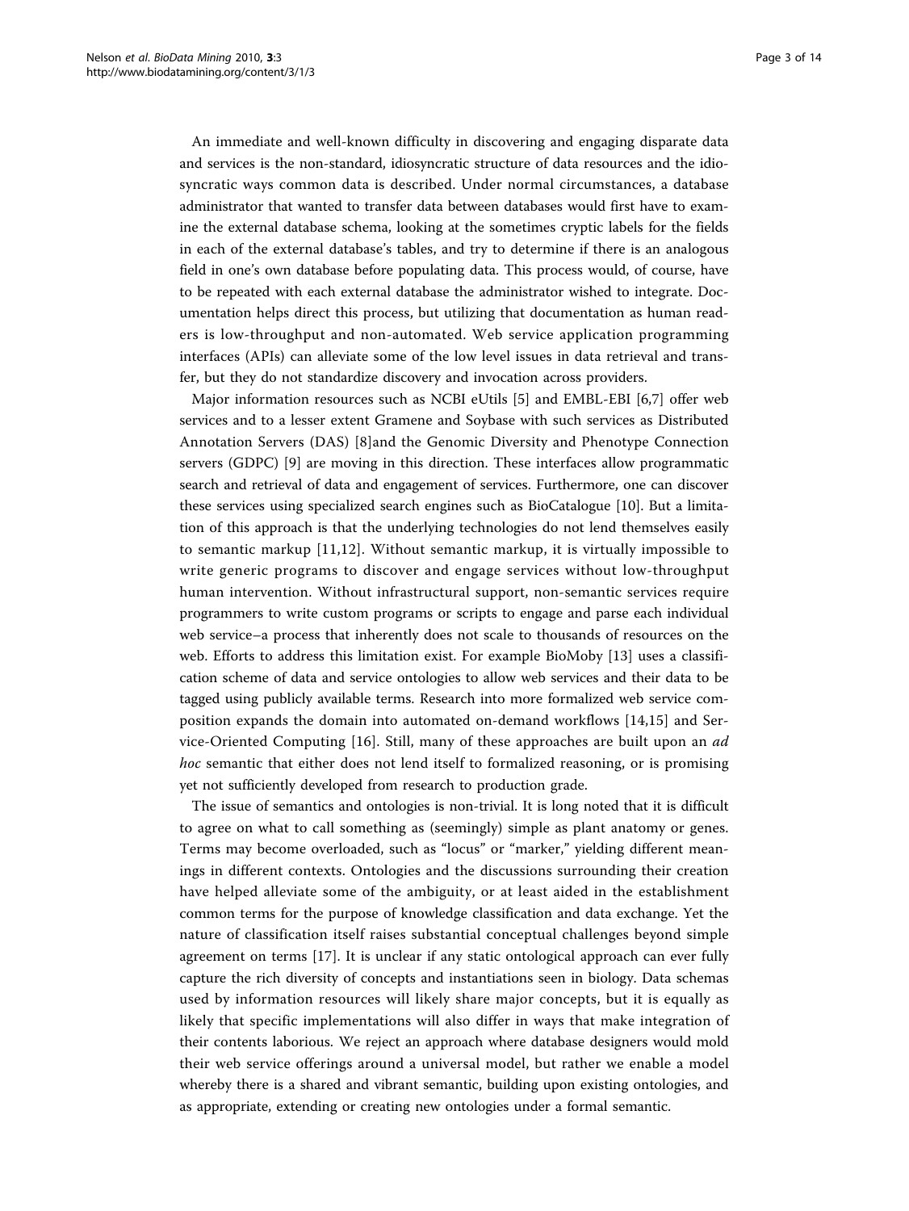An immediate and well-known difficulty in discovering and engaging disparate data and services is the non-standard, idiosyncratic structure of data resources and the idiosyncratic ways common data is described. Under normal circumstances, a database administrator that wanted to transfer data between databases would first have to examine the external database schema, looking at the sometimes cryptic labels for the fields in each of the external database's tables, and try to determine if there is an analogous field in one's own database before populating data. This process would, of course, have to be repeated with each external database the administrator wished to integrate. Documentation helps direct this process, but utilizing that documentation as human readers is low-throughput and non-automated. Web service application programming interfaces (APIs) can alleviate some of the low level issues in data retrieval and transfer, but they do not standardize discovery and invocation across providers.

Major information resources such as NCBI eUtils [5] and EMBL-EBI [6,7] offer web services and to a lesser extent Gramene and Soybase with such services as Distributed Annotation Servers (DAS) [8]and the Genomic Diversity and Phenotype Connection servers (GDPC) [9] are moving in this direction. These interfaces allow programmatic search and retrieval of data and engagement of services. Furthermore, one can discover these services using specialized search engines such as BioCatalogue [10]. But a limitation of this approach is that the underlying technologies do not lend themselves easily to semantic markup [11,12]. Without semantic markup, it is virtually impossible to write generic programs to discover and engage services without low-throughput human intervention. Without infrastructural support, non-semantic services require programmers to write custom programs or scripts to engage and parse each individual web service–a process that inherently does not scale to thousands of resources on the web. Efforts to address this limitation exist. For example BioMoby [13] uses a classification scheme of data and service ontologies to allow web services and their data to be tagged using publicly available terms. Research into more formalized web service composition expands the domain into automated on-demand workflows [14,15] and Service-Oriented Computing [16]. Still, many of these approaches are built upon an *ad hoc* semantic that either does not lend itself to formalized reasoning, or is promising yet not sufficiently developed from research to production grade.

The issue of semantics and ontologies is non-trivial. It is long noted that it is difficult to agree on what to call something as (seemingly) simple as plant anatomy or genes. Terms may become overloaded, such as "locus" or "marker," yielding different meanings in different contexts. Ontologies and the discussions surrounding their creation have helped alleviate some of the ambiguity, or at least aided in the establishment common terms for the purpose of knowledge classification and data exchange. Yet the nature of classification itself raises substantial conceptual challenges beyond simple agreement on terms [17]. It is unclear if any static ontological approach can ever fully capture the rich diversity of concepts and instantiations seen in biology. Data schemas used by information resources will likely share major concepts, but it is equally as likely that specific implementations will also differ in ways that make integration of their contents laborious. We reject an approach where database designers would mold their web service offerings around a universal model, but rather we enable a model whereby there is a shared and vibrant semantic, building upon existing ontologies, and as appropriate, extending or creating new ontologies under a formal semantic.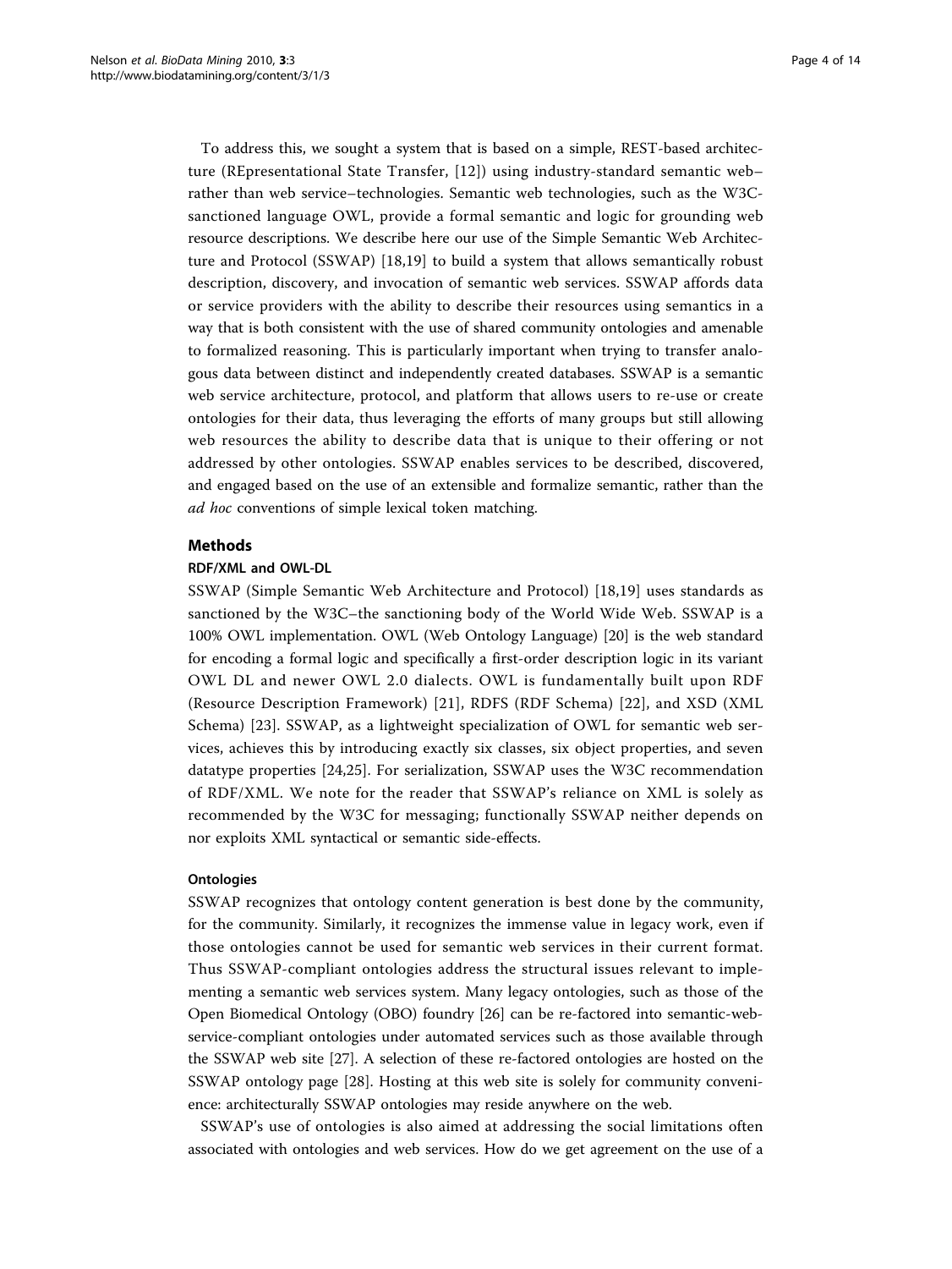To address this, we sought a system that is based on a simple, REST-based architecture (REpresentational State Transfer, [12]) using industry-standard semantic web–rather than web service–technologies. Semantic web technologies, such as the W3C-sanctioned language OWL, provide a formal semantic and logic for grounding web resource descriptions. We describe here our use of the Simple Semantic Web Architecture and Protocol (SSWAP) [18,19] to build a system that allows semantically robust description, discovery, and invocation of semantic web services. SSWAP affords data or service providers with the ability to describe their resources using semantics in a way that is both consistent with the use of shared community ontologies and amenable to formalized reasoning. This is particularly important when trying to transfer analogous data between distinct and independently created databases. SSWAP is a semantic web service architecture, protocol, and platform that allows users to re-use or create ontologies for their data, thus leveraging the efforts of many groups but still allowing web resources the ability to describe data that is unique to their offering or not addressed by other ontologies. SSWAP enables services to be described, discovered, and engaged based on the use of an extensible and formalize semantic, rather than the *ad hoc* conventions of simple lexical token matching.

## Methods

### RDF/XML and OWL-DL

SSWAP (Simple Semantic Web Architecture and Protocol) [18,19] uses standards as sanctioned by the W3C–the sanctioning body of the World Wide Web. SSWAP is a 100% OWL implementation. OWL (Web Ontology Language) [20] is the web standard for encoding a formal logic and specifically a first-order description logic in its variant OWL DL and newer OWL 2.0 dialects. OWL is fundamentally built upon RDF (Resource Description Framework) [21], RDFS (RDF Schema) [22], and XSD (XML Schema) [23]. SSWAP, as a lightweight specialization of OWL for semantic web services, achieves this by introducing exactly six classes, six object properties, and seven datatype properties [24,25]. For serialization, SSWAP uses the W3C recommendation of RDF/XML. We note for the reader that SSWAP's reliance on XML is solely as recommended by the W3C for messaging; functionally SSWAP neither depends on nor exploits XML syntactical or semantic side-effects.

### Ontologies

SSWAP recognizes that ontology content generation is best done by the community, for the community. Similarly, it recognizes the immense value in legacy work, even if those ontologies cannot be used for semantic web services in their current format. Thus SSWAP-compliant ontologies address the structural issues relevant to implementing a semantic web services system. Many legacy ontologies, such as those of the Open Biomedical Ontology (OBO) foundry [26] can be re-factored into semantic-web-service-compliant ontologies under automated services such as those available through the SSWAP web site [27]. A selection of these re-factored ontologies are hosted on the SSWAP ontology page [28]. Hosting at this web site is solely for community convenience: architecturally SSWAP ontologies may reside anywhere on the web.

SSWAP's use of ontologies is also aimed at addressing the social limitations often associated with ontologies and web services. How do we get agreement on the use of a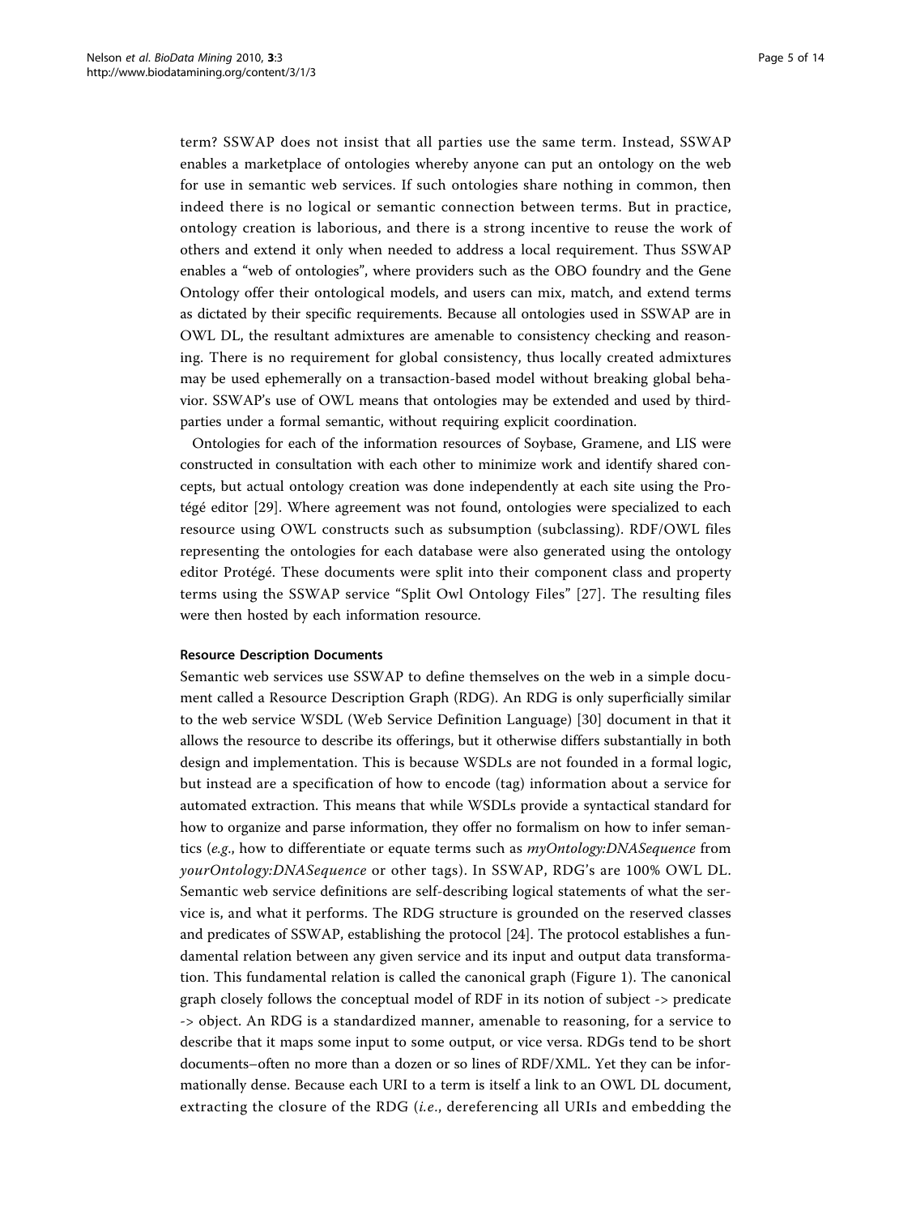term? SSWAP does not insist that all parties use the same term. Instead, SSWAP enables a marketplace of ontologies whereby anyone can put an ontology on the web for use in semantic web services. If such ontologies share nothing in common, then indeed there is no logical or semantic connection between terms. But in practice, ontology creation is laborious, and there is a strong incentive to reuse the work of others and extend it only when needed to address a local requirement. Thus SSWAP enables a "web of ontologies", where providers such as the OBO foundry and the Gene Ontology offer their ontological models, and users can mix, match, and extend terms as dictated by their specific requirements. Because all ontologies used in SSWAP are in OWL DL, the resultant admixtures are amenable to consistency checking and reasoning. There is no requirement for global consistency, thus locally created admixtures may be used ephemerally on a transaction-based model without breaking global behavior. SSWAP's use of OWL means that ontologies may be extended and used by third-parties under a formal semantic, without requiring explicit coordination.

Ontologies for each of the information resources of Soybase, Gramene, and LIS were constructed in consultation with each other to minimize work and identify shared concepts, but actual ontology creation was done independently at each site using the Protégé editor [29]. Where agreement was not found, ontologies were specialized to each resource using OWL constructs such as subsumption (subclassing). RDF/OWL files representing the ontologies for each database were also generated using the ontology editor Protégé. These documents were split into their component class and property terms using the SSWAP service "Split Owl Ontology Files" [27]. The resulting files were then hosted by each information resource.

#### Resource Description Documents

Semantic web services use SSWAP to define themselves on the web in a simple document called a Resource Description Graph (RDG). An RDG is only superficially similar to the web service WSDL (Web Service Definition Language) [30] document in that it allows the resource to describe its offerings, but it otherwise differs substantially in both design and implementation. This is because WSDLs are not founded in a formal logic, but instead are a specification of how to encode (tag) information about a service for automated extraction. This means that while WSDLs provide a syntactical standard for how to organize and parse information, they offer no formalism on how to infer semantics (*e.g.*, how to differentiate or equate terms such as *myOntology:DNASequence* from *yourOntology:DNASequence* or other tags). In SSWAP, RDG's are 100% OWL DL. Semantic web service definitions are self-describing logical statements of what the service is, and what it performs. The RDG structure is grounded on the reserved classes and predicates of SSWAP, establishing the protocol [24]. The protocol establishes a fundamental relation between any given service and its input and output data transformation. This fundamental relation is called the canonical graph (Figure 1). The canonical graph closely follows the conceptual model of RDF in its notion of subject -> predicate -> object. An RDG is a standardized manner, amenable to reasoning, for a service to describe that it maps some input to some output, or vice versa. RDGs tend to be short documents–often no more than a dozen or so lines of RDF/XML. Yet they can be informationally dense. Because each URI to a term is itself a link to an OWL DL document, extracting the closure of the RDG (*i.e.*, dereferencing all URIs and embedding the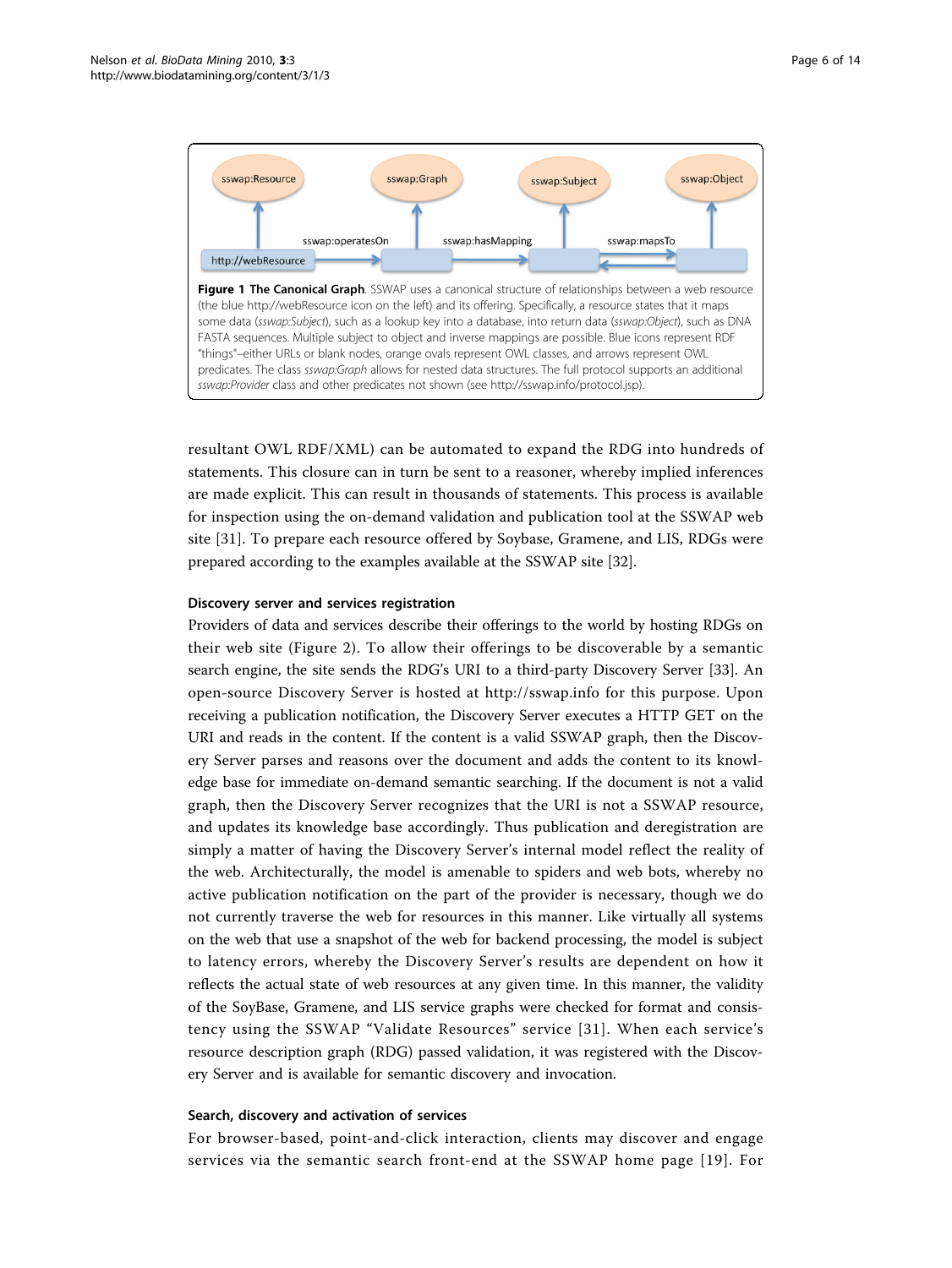sswap:Resource

sswap:Graph

sswap:Subject

sswap:Object

sswap:operatesOn

sswap:hasMapping

sswap:mapsTo

http://webResource

**Figure 1 The Canonical Graph**. SSWAP uses a canonical structure of relationships between a web resource (the blue http://webResource icon on the left) and its offering. Specifically, a resource states that it maps some data (*sswap:Subject*), such as a lookup key into a database, into return data (*sswap:Object*), such as DNA FASTA sequences. Multiple subject to object and inverse mappings are possible. Blue icons represent RDF "things"–either URLs or blank nodes, orange ovals represent OWL classes, and arrows represent OWL predicates. The class *sswap:Graph* allows for nested data structures. The full protocol supports an additional *sswap:Provider* class and other predicates not shown (see http://sswap.info/protocol.jsp).

resultant OWL RDF/XML) can be automated to expand the RDG into hundreds of statements. This closure can in turn be sent to a reasoner, whereby implied inferences are made explicit. This can result in thousands of statements. This process is available for inspection using the on-demand validation and publication tool at the SSWAP web site [31]. To prepare each resource offered by Soybase, Gramene, and LIS, RDGs were prepared according to the examples available at the SSWAP site [32].

### Discovery server and services registration

Providers of data and services describe their offerings to the world by hosting RDGs on their web site (Figure 2). To allow their offerings to be discoverable by a semantic search engine, the site sends the RDG's URI to a third-party Discovery Server [33]. An open-source Discovery Server is hosted at http://sswap.info for this purpose. Upon receiving a publication notification, the Discovery Server executes a HTTP GET on the URI and reads in the content. If the content is a valid SSWAP graph, then the Discovery Server parses and reasons over the document and adds the content to its knowledge base for immediate on-demand semantic searching. If the document is not a valid graph, then the Discovery Server recognizes that the URI is not a SSWAP resource, and updates its knowledge base accordingly. Thus publication and deregistration are simply a matter of having the Discovery Server's internal model reflect the reality of the web. Architecturally, the model is amenable to spiders and web bots, whereby no active publication notification on the part of the provider is necessary, though we do not currently traverse the web for resources in this manner. Like virtually all systems on the web that use a snapshot of the web for backend processing, the model is subject to latency errors, whereby the Discovery Server's results are dependent on how it reflects the actual state of web resources at any given time. In this manner, the validity of the SoyBase, Gramene, and LIS service graphs were checked for format and consistency using the SSWAP "Validate Resources" service [31]. When each service's resource description graph (RDG) passed validation, it was registered with the Discovery Server and is available for semantic discovery and invocation.

### Search, discovery and activation of services

For browser-based, point-and-click interaction, clients may discover and engage services via the semantic search front-end at the SSWAP home page [19]. For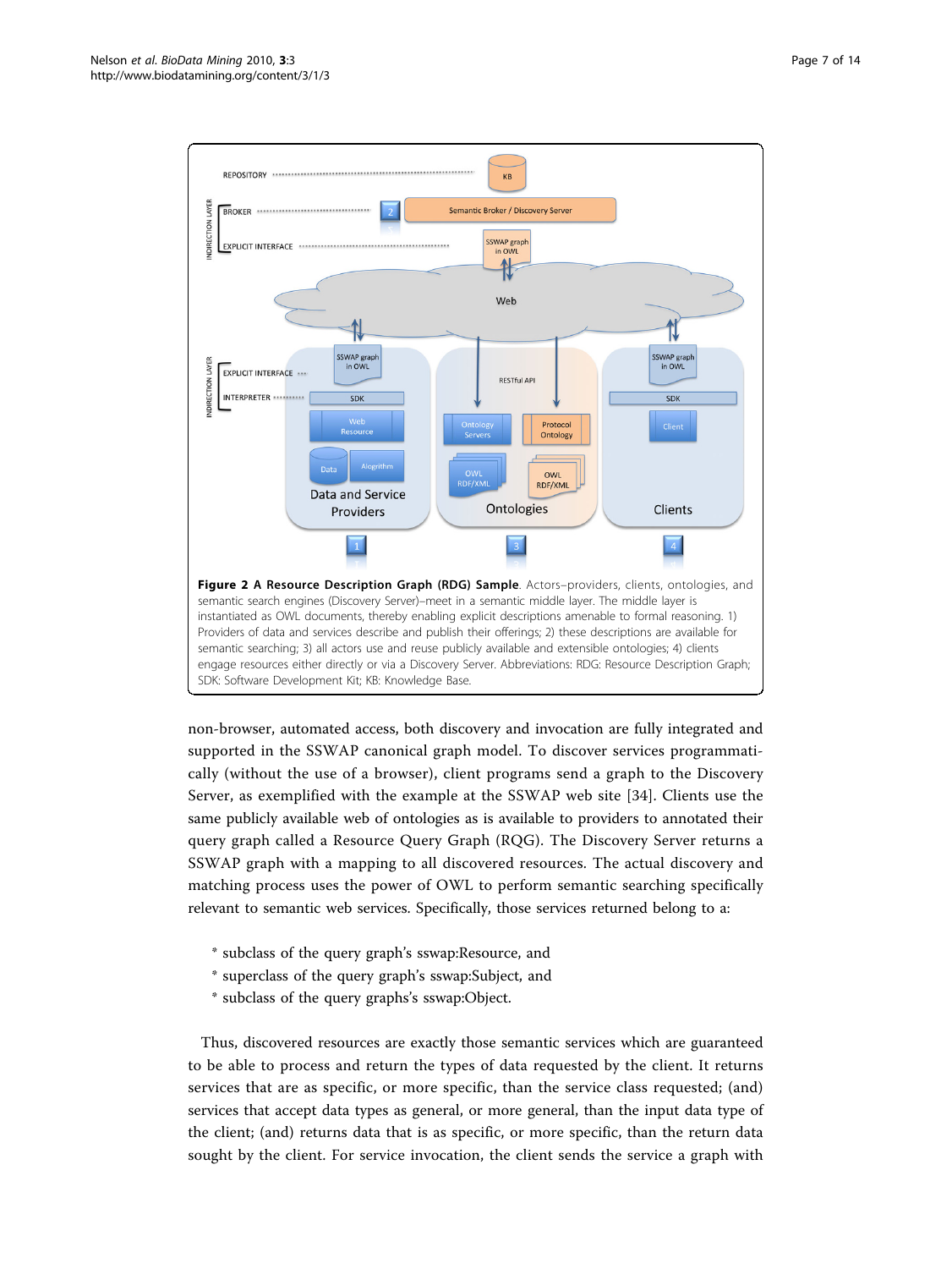**Figure 2 A Resource Description Graph (RDG) Sample**. Actors–providers, clients, ontologies, and semantic search engines (Discovery Server)–meet in a semantic middle layer. The middle layer is instantiated as OWL documents, thereby enabling explicit descriptions amenable to formal reasoning. 1) Providers of data and services describe and publish their offerings; 2) these descriptions are available for semantic searching; 3) all actors use and reuse publicly available and extensible ontologies; 4) clients engage resources either directly or via a Discovery Server. Abbreviations: RDG: Resource Description Graph; SDK: Software Development Kit; KB: Knowledge Base.

non-browser, automated access, both discovery and invocation are fully integrated and supported in the SSWAP canonical graph model. To discover services programmatically (without the use of a browser), client programs send a graph to the Discovery Server, as exemplified with the example at the SSWAP web site [34]. Clients use the same publicly available web of ontologies as is available to providers to annotated their query graph called a Resource Query Graph (RQG). The Discovery Server returns a SSWAP graph with a mapping to all discovered resources. The actual discovery and matching process uses the power of OWL to perform semantic searching specifically relevant to semantic web services. Specifically, those services returned belong to a:

* subclass of the query graph's sswap:Resource, and
* superclass of the query graph's sswap:Subject, and
* subclass of the query graphs's sswap:Object.

Thus, discovered resources are exactly those semantic services which are guaranteed to be able to process and return the types of data requested by the client. It returns services that are as specific, or more specific, than the service class requested; (and) services that accept data types as general, or more general, than the input data type of the client; (and) returns data that is as specific, or more specific, than the return data sought by the client. For service invocation, the client sends the service a graph with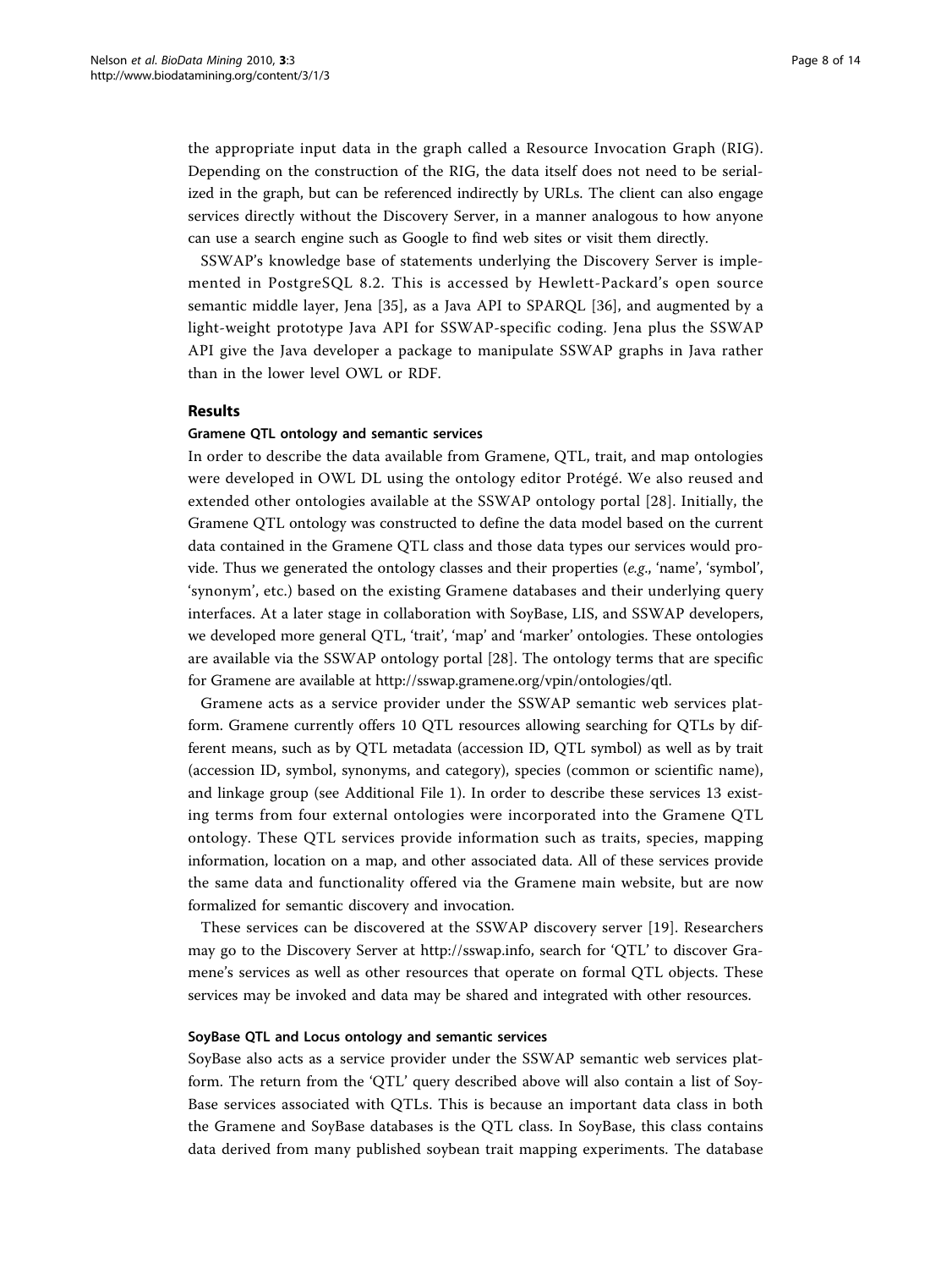the appropriate input data in the graph called a Resource Invocation Graph (RIG). Depending on the construction of the RIG, the data itself does not need to be serialized in the graph, but can be referenced indirectly by URLs. The client can also engage services directly without the Discovery Server, in a manner analogous to how anyone can use a search engine such as Google to find web sites or visit them directly.

SSWAP's knowledge base of statements underlying the Discovery Server is implemented in PostgreSQL 8.2. This is accessed by Hewlett-Packard's open source semantic middle layer, Jena [35], as a Java API to SPARQL [36], and augmented by a light-weight prototype Java API for SSWAP-specific coding. Jena plus the SSWAP API give the Java developer a package to manipulate SSWAP graphs in Java rather than in the lower level OWL or RDF.

## Results

### Gramene QTL ontology and semantic services

In order to describe the data available from Gramene, QTL, trait, and map ontologies were developed in OWL DL using the ontology editor Protégé. We also reused and extended other ontologies available at the SSWAP ontology portal [28]. Initially, the Gramene QTL ontology was constructed to define the data model based on the current data contained in the Gramene QTL class and those data types our services would provide. Thus we generated the ontology classes and their properties (*e.g*., 'name', 'symbol', 'synonym', etc.) based on the existing Gramene databases and their underlying query interfaces. At a later stage in collaboration with SoyBase, LIS, and SSWAP developers, we developed more general QTL, 'trait', 'map' and 'marker' ontologies. These ontologies are available via the SSWAP ontology portal [28]. The ontology terms that are specific for Gramene are available at http://sswap.gramene.org/vpin/ontologies/qtl.

Gramene acts as a service provider under the SSWAP semantic web services platform. Gramene currently offers 10 QTL resources allowing searching for QTLs by different means, such as by QTL metadata (accession ID, QTL symbol) as well as by trait (accession ID, symbol, synonyms, and category), species (common or scientific name), and linkage group (see Additional File 1). In order to describe these services 13 existing terms from four external ontologies were incorporated into the Gramene QTL ontology. These QTL services provide information such as traits, species, mapping information, location on a map, and other associated data. All of these services provide the same data and functionality offered via the Gramene main website, but are now formalized for semantic discovery and invocation.

These services can be discovered at the SSWAP discovery server [19]. Researchers may go to the Discovery Server at http://sswap.info, search for 'QTL' to discover Gramene's services as well as other resources that operate on formal QTL objects. These services may be invoked and data may be shared and integrated with other resources.

### SoyBase QTL and Locus ontology and semantic services

SoyBase also acts as a service provider under the SSWAP semantic web services platform. The return from the 'QTL' query described above will also contain a list of SoyBase services associated with QTLs. This is because an important data class in both the Gramene and SoyBase databases is the QTL class. In SoyBase, this class contains data derived from many published soybean trait mapping experiments. The database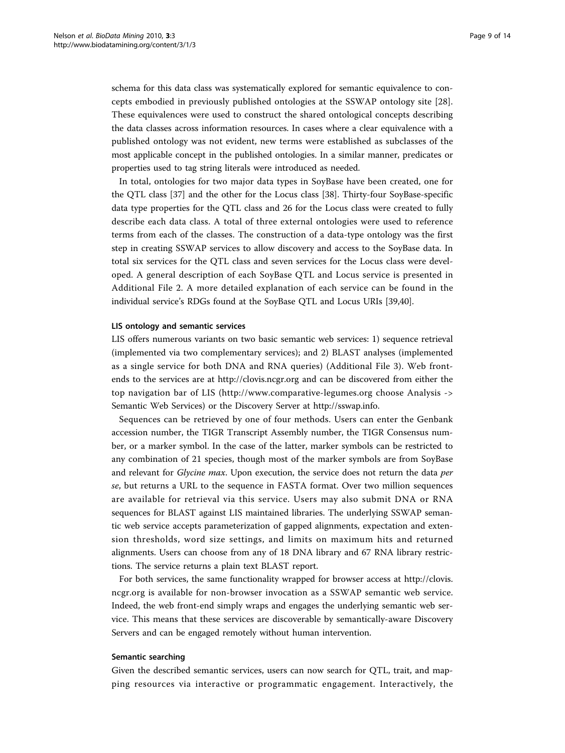schema for this data class was systematically explored for semantic equivalence to concepts embodied in previously published ontologies at the SSWAP ontology site [28]. These equivalences were used to construct the shared ontological concepts describing the data classes across information resources. In cases where a clear equivalence with a published ontology was not evident, new terms were established as subclasses of the most applicable concept in the published ontologies. In a similar manner, predicates or properties used to tag string literals were introduced as needed.

In total, ontologies for two major data types in SoyBase have been created, one for the QTL class [37] and the other for the Locus class [38]. Thirty-four SoyBase-specific data type properties for the QTL class and 26 for the Locus class were created to fully describe each data class. A total of three external ontologies were used to reference terms from each of the classes. The construction of a data-type ontology was the first step in creating SSWAP services to allow discovery and access to the SoyBase data. In total six services for the QTL class and seven services for the Locus class were developed. A general description of each SoyBase QTL and Locus service is presented in Additional File 2. A more detailed explanation of each service can be found in the individual service's RDGs found at the SoyBase QTL and Locus URIs [39,40].

#### LIS ontology and semantic services

LIS offers numerous variants on two basic semantic web services: 1) sequence retrieval (implemented via two complementary services); and 2) BLAST analyses (implemented as a single service for both DNA and RNA queries) (Additional File 3). Web front-ends to the services are at http://clovis.ncgr.org and can be discovered from either the top navigation bar of LIS (http://www.comparative-legumes.org choose Analysis -> Semantic Web Services) or the Discovery Server at http://sswap.info.

Sequences can be retrieved by one of four methods. Users can enter the Genbank accession number, the TIGR Transcript Assembly number, the TIGR Consensus number, or a marker symbol. In the case of the latter, marker symbols can be restricted to any combination of 21 species, though most of the marker symbols are from SoyBase and relevant for *Glycine max*. Upon execution, the service does not return the data *per se*, but returns a URL to the sequence in FASTA format. Over two million sequences are available for retrieval via this service. Users may also submit DNA or RNA sequences for BLAST against LIS maintained libraries. The underlying SSWAP semantic web service accepts parameterization of gapped alignments, expectation and extension thresholds, word size settings, and limits on maximum hits and returned alignments. Users can choose from any of 18 DNA library and 67 RNA library restrictions. The service returns a plain text BLAST report.

For both services, the same functionality wrapped for browser access at http://clovis.ncgr.org is available for non-browser invocation as a SSWAP semantic web service. Indeed, the web front-end simply wraps and engages the underlying semantic web service. This means that these services are discoverable by semantically-aware Discovery Servers and can be engaged remotely without human intervention.

#### Semantic searching

Given the described semantic services, users can now search for QTL, trait, and mapping resources via interactive or programmatic engagement. Interactively, the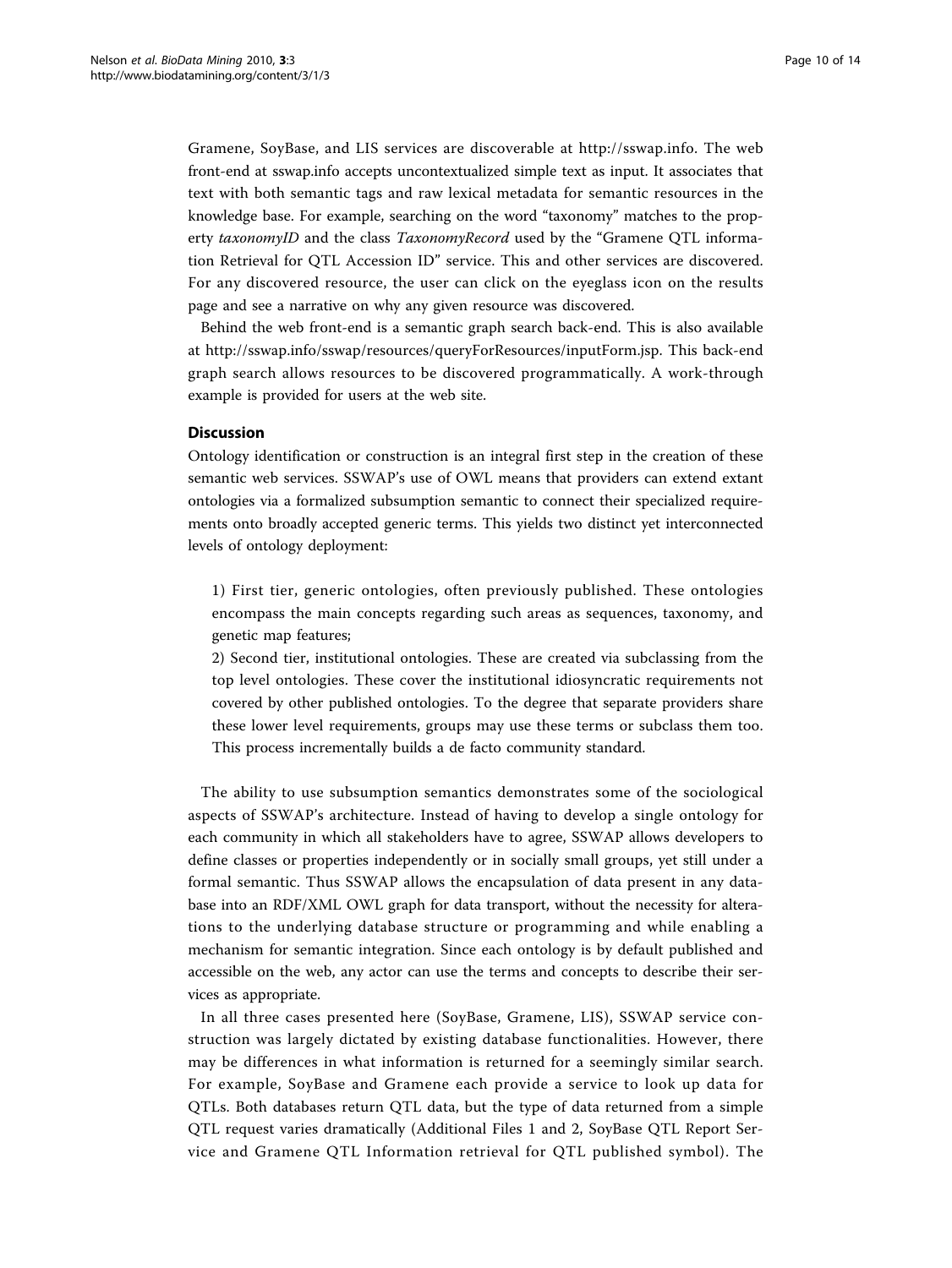Gramene, SoyBase, and LIS services are discoverable at http://sswap.info. The web front-end at sswap.info accepts uncontextualized simple text as input. It associates that text with both semantic tags and raw lexical metadata for semantic resources in the knowledge base. For example, searching on the word "taxonomy" matches to the property *taxonomyID* and the class *TaxonomyRecord* used by the "Gramene QTL information Retrieval for QTL Accession ID" service. This and other services are discovered. For any discovered resource, the user can click on the eyeglass icon on the results page and see a narrative on why any given resource was discovered.

Behind the web front-end is a semantic graph search back-end. This is also available at http://sswap.info/sswap/resources/queryForResources/inputForm.jsp. This back-end graph search allows resources to be discovered programmatically. A work-through example is provided for users at the web site.

## Discussion

Ontology identification or construction is an integral first step in the creation of these semantic web services. SSWAP's use of OWL means that providers can extend extant ontologies via a formalized subsumption semantic to connect their specialized requirements onto broadly accepted generic terms. This yields two distinct yet interconnected levels of ontology deployment:

1) First tier, generic ontologies, often previously published. These ontologies encompass the main concepts regarding such areas as sequences, taxonomy, and genetic map features;

2) Second tier, institutional ontologies. These are created via subclassing from the top level ontologies. These cover the institutional idiosyncratic requirements not covered by other published ontologies. To the degree that separate providers share these lower level requirements, groups may use these terms or subclass them too. This process incrementally builds a de facto community standard.

The ability to use subsumption semantics demonstrates some of the sociological aspects of SSWAP's architecture. Instead of having to develop a single ontology for each community in which all stakeholders have to agree, SSWAP allows developers to define classes or properties independently or in socially small groups, yet still under a formal semantic. Thus SSWAP allows the encapsulation of data present in any database into an RDF/XML OWL graph for data transport, without the necessity for alterations to the underlying database structure or programming and while enabling a mechanism for semantic integration. Since each ontology is by default published and accessible on the web, any actor can use the terms and concepts to describe their services as appropriate.

In all three cases presented here (SoyBase, Gramene, LIS), SSWAP service construction was largely dictated by existing database functionalities. However, there may be differences in what information is returned for a seemingly similar search. For example, SoyBase and Gramene each provide a service to look up data for QTLs. Both databases return QTL data, but the type of data returned from a simple QTL request varies dramatically (Additional Files 1 and 2, SoyBase QTL Report Service and Gramene QTL Information retrieval for QTL published symbol). The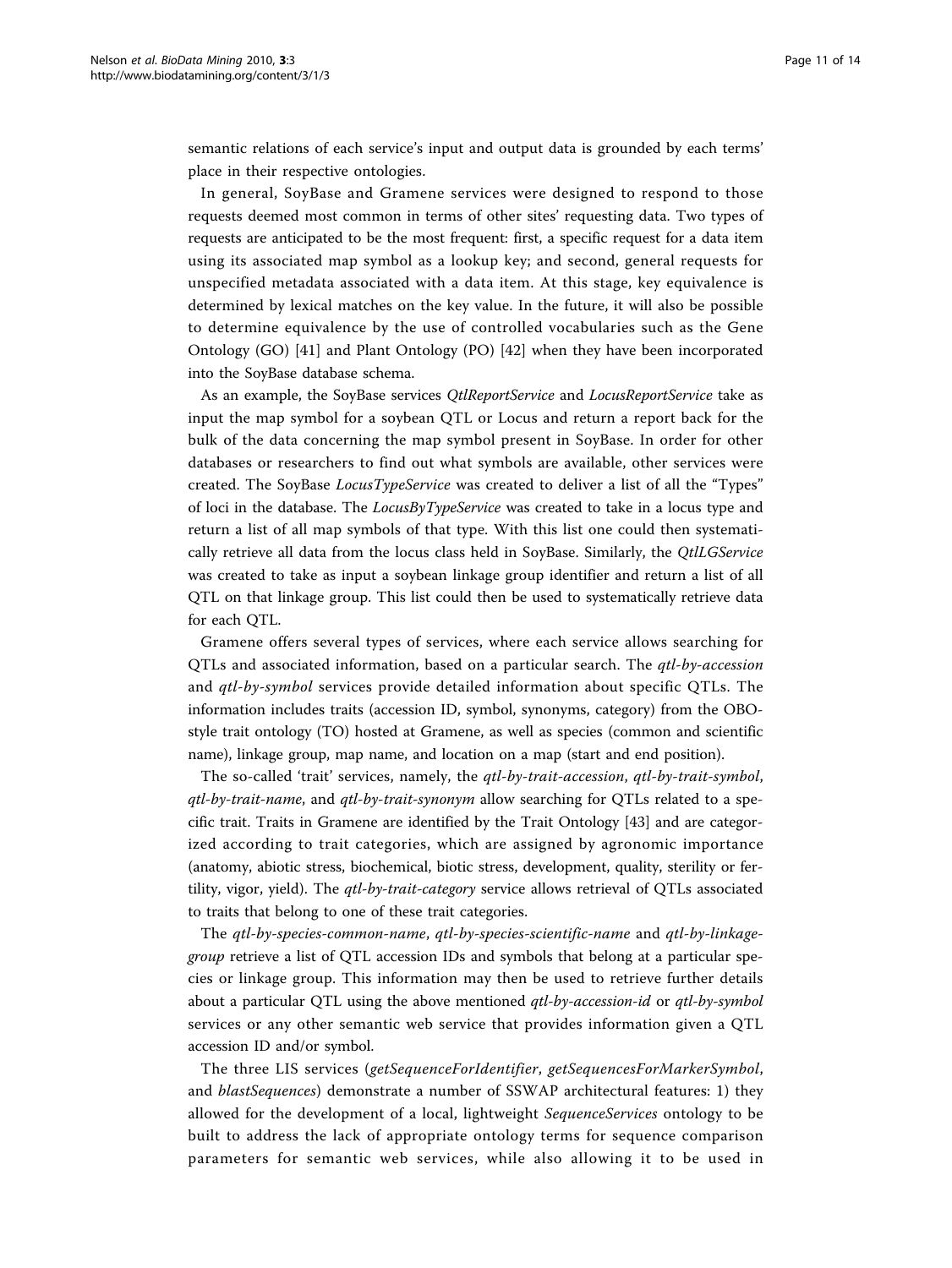semantic relations of each service's input and output data is grounded by each terms' place in their respective ontologies.

In general, SoyBase and Gramene services were designed to respond to those requests deemed most common in terms of other sites' requesting data. Two types of requests are anticipated to be the most frequent: first, a specific request for a data item using its associated map symbol as a lookup key; and second, general requests for unspecified metadata associated with a data item. At this stage, key equivalence is determined by lexical matches on the key value. In the future, it will also be possible to determine equivalence by the use of controlled vocabularies such as the Gene Ontology (GO) [41] and Plant Ontology (PO) [42] when they have been incorporated into the SoyBase database schema.

As an example, the SoyBase services *QtlReportService* and *LocusReportService* take as input the map symbol for a soybean QTL or Locus and return a report back for the bulk of the data concerning the map symbol present in SoyBase. In order for other databases or researchers to find out what symbols are available, other services were created. The SoyBase *LocusTypeService* was created to deliver a list of all the "Types" of loci in the database. The *LocusByTypeService* was created to take in a locus type and return a list of all map symbols of that type. With this list one could then systematically retrieve all data from the locus class held in SoyBase. Similarly, the *QtlLGService* was created to take as input a soybean linkage group identifier and return a list of all QTL on that linkage group. This list could then be used to systematically retrieve data for each QTL.

Gramene offers several types of services, where each service allows searching for QTLs and associated information, based on a particular search. The *qtl-by-accession* and *qtl-by-symbol* services provide detailed information about specific QTLs. The information includes traits (accession ID, symbol, synonyms, category) from the OBO-style trait ontology (TO) hosted at Gramene, as well as species (common and scientific name), linkage group, map name, and location on a map (start and end position).

The so-called 'trait' services, namely, the *qtl-by-trait-accession*, *qtl-by-trait-symbol*, *qtl-by-trait-name*, and *qtl-by-trait-synonym* allow searching for QTLs related to a specific trait. Traits in Gramene are identified by the Trait Ontology [43] and are categorized according to trait categories, which are assigned by agronomic importance (anatomy, abiotic stress, biochemical, biotic stress, development, quality, sterility or fertility, vigor, yield). The *qtl-by-trait-category* service allows retrieval of QTLs associated to traits that belong to one of these trait categories.

The *qtl-by-species-common-name*, *qtl-by-species-scientific-name* and *qtl-by-linkage-group* retrieve a list of QTL accession IDs and symbols that belong at a particular species or linkage group. This information may then be used to retrieve further details about a particular QTL using the above mentioned *qtl-by-accession-id* or *qtl-by-symbol* services or any other semantic web service that provides information given a QTL accession ID and/or symbol.

The three LIS services (*getSequenceForIdentifier*, *getSequencesForMarkerSymbol*, and *blastSequences*) demonstrate a number of SSWAP architectural features: 1) they allowed for the development of a local, lightweight *SequenceServices* ontology to be built to address the lack of appropriate ontology terms for sequence comparison parameters for semantic web services, while also allowing it to be used in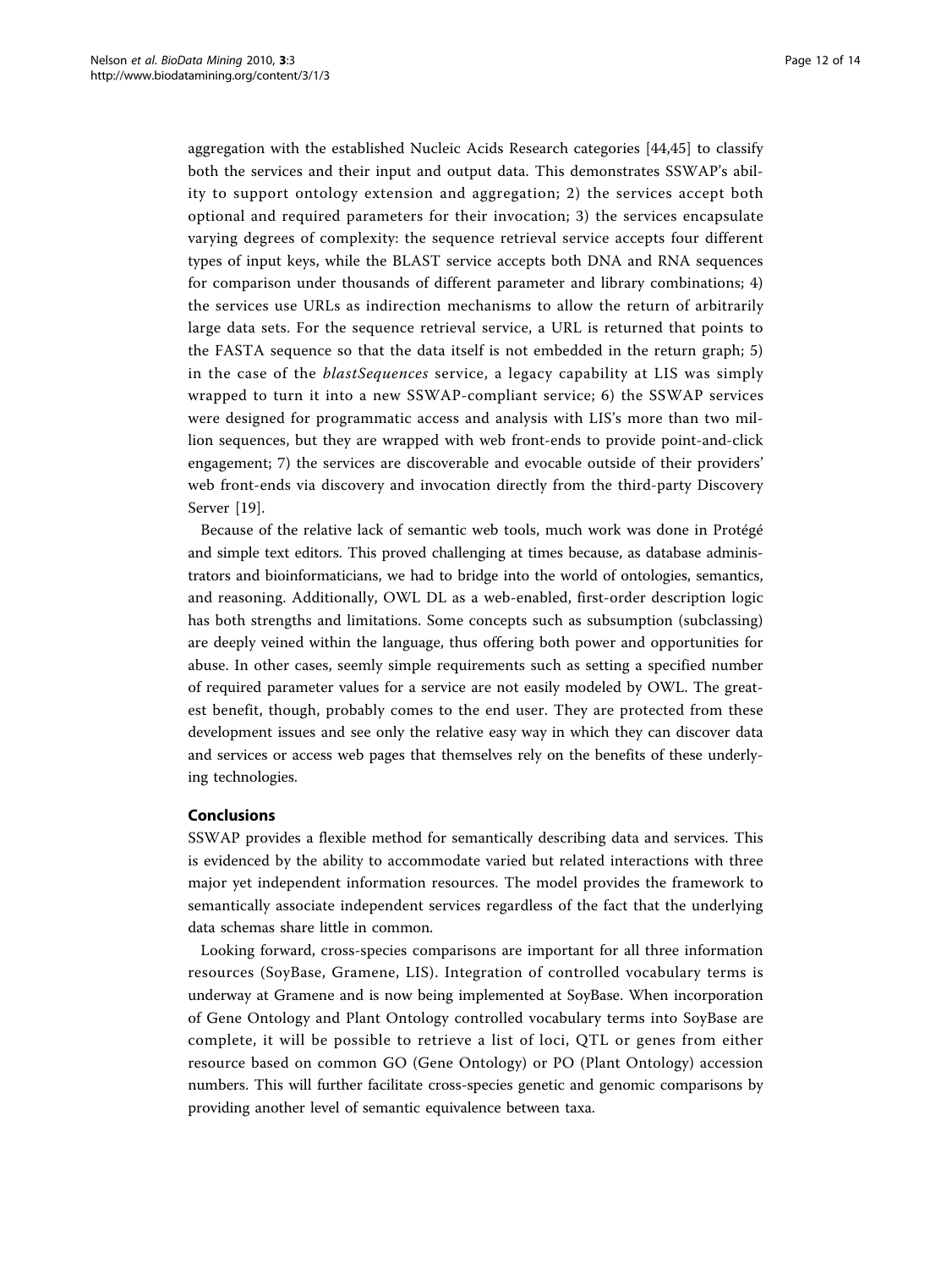aggregation with the established Nucleic Acids Research categories [44,45] to classify both the services and their input and output data. This demonstrates SSWAP's ability to support ontology extension and aggregation; 2) the services accept both optional and required parameters for their invocation; 3) the services encapsulate varying degrees of complexity: the sequence retrieval service accepts four different types of input keys, while the BLAST service accepts both DNA and RNA sequences for comparison under thousands of different parameter and library combinations; 4) the services use URLs as indirection mechanisms to allow the return of arbitrarily large data sets. For the sequence retrieval service, a URL is returned that points to the FASTA sequence so that the data itself is not embedded in the return graph; 5) in the case of the *blastSequences* service, a legacy capability at LIS was simply wrapped to turn it into a new SSWAP-compliant service; 6) the SSWAP services were designed for programmatic access and analysis with LIS's more than two million sequences, but they are wrapped with web front-ends to provide point-and-click engagement; 7) the services are discoverable and evocable outside of their providers' web front-ends via discovery and invocation directly from the third-party Discovery Server [19].

Because of the relative lack of semantic web tools, much work was done in Protégé and simple text editors. This proved challenging at times because, as database administrators and bioinformaticians, we had to bridge into the world of ontologies, semantics, and reasoning. Additionally, OWL DL as a web-enabled, first-order description logic has both strengths and limitations. Some concepts such as subsumption (subclassing) are deeply veined within the language, thus offering both power and opportunities for abuse. In other cases, seemly simple requirements such as setting a specified number of required parameter values for a service are not easily modeled by OWL. The greatest benefit, though, probably comes to the end user. They are protected from these development issues and see only the relative easy way in which they can discover data and services or access web pages that themselves rely on the benefits of these underlying technologies.

## Conclusions

SSWAP provides a flexible method for semantically describing data and services. This is evidenced by the ability to accommodate varied but related interactions with three major yet independent information resources. The model provides the framework to semantically associate independent services regardless of the fact that the underlying data schemas share little in common.

Looking forward, cross-species comparisons are important for all three information resources (SoyBase, Gramene, LIS). Integration of controlled vocabulary terms is underway at Gramene and is now being implemented at SoyBase. When incorporation of Gene Ontology and Plant Ontology controlled vocabulary terms into SoyBase are complete, it will be possible to retrieve a list of loci, QTL or genes from either resource based on common GO (Gene Ontology) or PO (Plant Ontology) accession numbers. This will further facilitate cross-species genetic and genomic comparisons by providing another level of semantic equivalence between taxa.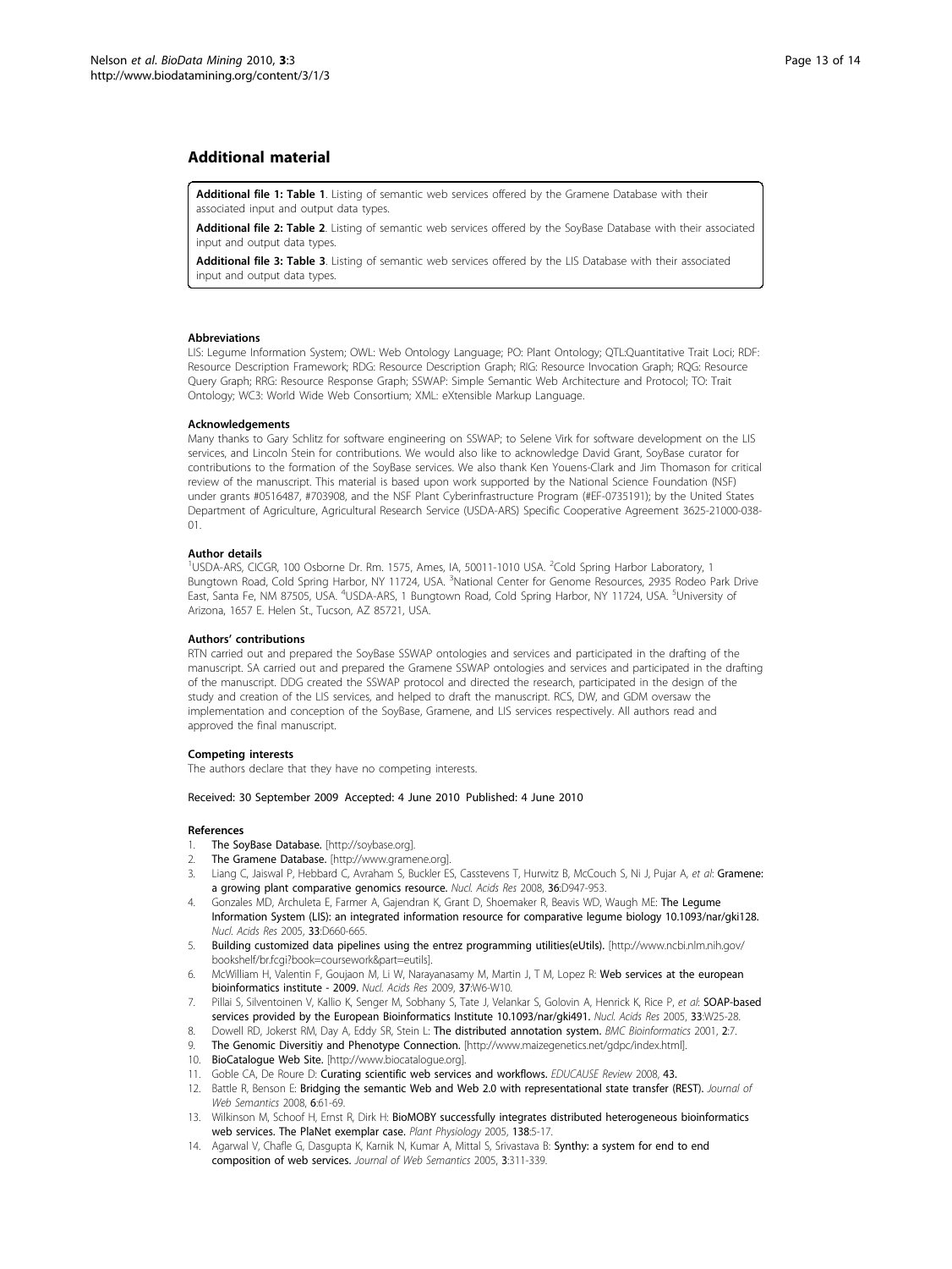## Additional material

**Additional file 1: Table 1**. Listing of semantic web services offered by the Gramene Database with their associated input and output data types.

**Additional file 2: Table 2**. Listing of semantic web services offered by the SoyBase Database with their associated input and output data types.

**Additional file 3: Table 3**. Listing of semantic web services offered by the LIS Database with their associated input and output data types.

#### Abbreviations

LIS: Legume Information System; OWL: Web Ontology Language; PO: Plant Ontology; QTL:Quantitative Trait Loci; RDF: Resource Description Framework; RDG: Resource Description Graph; RIG: Resource Invocation Graph; RQG: Resource Query Graph; RRG: Resource Response Graph; SSWAP: Simple Semantic Web Architecture and Protocol; TO: Trait Ontology; WC3: World Wide Web Consortium; XML: eXtensible Markup Language.

#### Acknowledgements

Many thanks to Gary Schlitz for software engineering on SSWAP; to Selene Virk for software development on the LIS services, and Lincoln Stein for contributions. We would also like to acknowledge David Grant, SoyBase curator for contributions to the formation of the SoyBase services. We also thank Ken Youens-Clark and Jim Thomason for critical review of the manuscript. This material is based upon work supported by the National Science Foundation (NSF) under grants #0516487, #703908, and the NSF Plant Cyberinfrastructure Program (#EF-0735191); by the United States Department of Agriculture, Agricultural Research Service (USDA-ARS) Specific Cooperative Agreement 3625-21000-038-01.

#### Author details

[1]USDA-ARS, CICGR, 100 Osborne Dr. Rm. 1575, Ames, IA, 50011-1010 USA. [2]Cold Spring Harbor Laboratory, 1 Bungtown Road, Cold Spring Harbor, NY 11724, USA. [3]National Center for Genome Resources, 2935 Rodeo Park Drive East, Santa Fe, NM 87505, USA. [4]USDA-ARS, 1 Bungtown Road, Cold Spring Harbor, NY 11724, USA. [5]University of Arizona, 1657 E. Helen St., Tucson, AZ 85721, USA.

#### Authors' contributions

RTN carried out and prepared the SoyBase SSWAP ontologies and services and participated in the drafting of the manuscript. SA carried out and prepared the Gramene SSWAP ontologies and services and participated in the drafting of the manuscript. DDG created the SSWAP protocol and directed the research, participated in the design of the study and creation of the LIS services, and helped to draft the manuscript. RCS, DW, and GDM oversaw the implementation and conception of the SoyBase, Gramene, and LIS services respectively. All authors read and approved the final manuscript.

#### Competing interests

The authors declare that they have no competing interests.

Received: 30 September 2009 Accepted: 4 June 2010 Published: 4 June 2010

#### References

1. **The SoyBase Database.** [http://soybase.org].
2. **The Gramene Database.** [http://www.gramene.org].
3. Liang C, Jaiswal P, Hebbard C, Avraham S, Buckler ES, Casstevens T, Hurwitz B, McCouch S, Ni J, Pujar A, *et al*: **Gramene: a growing plant comparative genomics resource.** *Nucl. Acids Res* 2008, **36**:D947-953.
4. Gonzales MD, Archuleta E, Farmer A, Gajendran K, Grant D, Shoemaker R, Beavis WD, Waugh ME: **The Legume Information System (LIS): an integrated information resource for comparative legume biology 10.1093/nar/gki128.** *Nucl. Acids Res* 2005, **33**:D660-665.
5. **Building customized data pipelines using the entrez programming utilities(eUtils).** [http://www.ncbi.nlm.nih.gov/bookshelf/br.fcgi?book=coursework&part=eutils].
6. McWilliam H, Valentin F, Goujaon M, Li W, Narayanasamy M, Martin J, T M, Lopez R: **Web services at the european bioinformatics institute - 2009.** *Nucl. Acids Res* 2009, **37**:W6-W10.
7. Pillai S, Silventoinen V, Kallio K, Senger M, Sobhany S, Tate J, Velankar S, Golovin A, Henrick K, Rice P, *et al*: **SOAP-based services provided by the European Bioinformatics Institute 10.1093/nar/gki491.** *Nucl. Acids Res* 2005, **33**:W25-28.
8. Dowell RD, Jokerst RM, Day A, Eddy SR, Stein L: **The distributed annotation system.** *BMC Bioinformatics* 2001, **2**:7.
9. **The Genomic Diversitiy and Phenotype Connection.** [http://www.maizegenetics.net/gdpc/index.html].
10. **BioCatalogue Web Site.** [http://www.biocatalogue.org].
11. Goble CA, De Roure D: **Curating scientific web services and workflows.** *EDUCAUSE Review* 2008, **43**.
12. Battle R, Benson E: **Bridging the semantic Web and Web 2.0 with representational state transfer (REST).** *Journal of Web Semantics* 2008, **6**:61-69.
13. Wilkinson M, Schoof H, Ernst R, Dirk H: **BioMOBY successfully integrates distributed heterogeneous bioinformatics web services. The PlaNet exemplar case.** *Plant Physiology* 2005, **138**:5-17.
14. Agarwal V, Chafle G, Dasgupta K, Karnik N, Kumar A, Mittal S, Srivastava B: **Synthy: a system for end to end composition of web services.** *Journal of Web Semantics* 2005, **3**:311-339.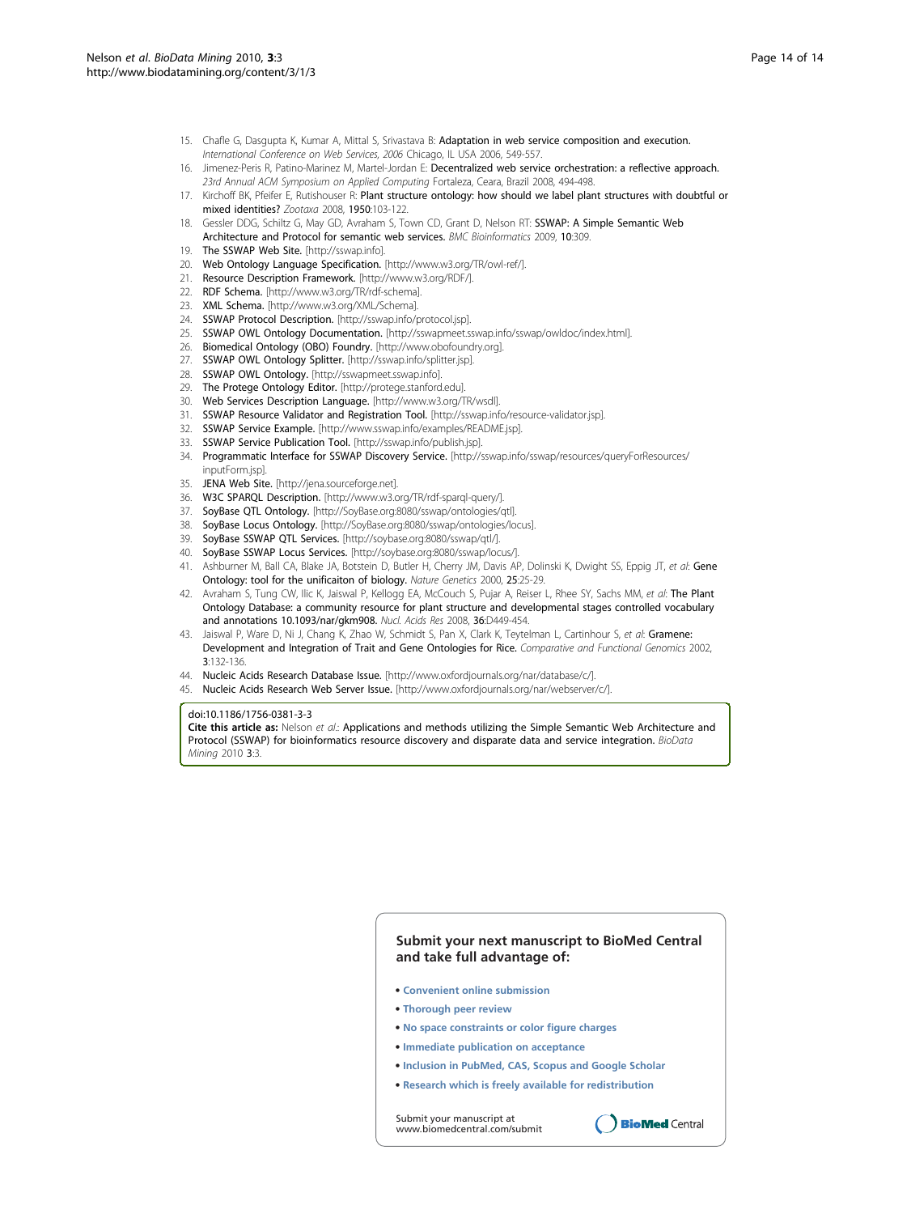15. Chafle G, Dasgupta K, Kumar A, Mittal S, Srivastava B: **Adaptation in web service composition and execution.** *International Conference on Web Services, 2006* Chicago, IL USA 2006, 549-557.
16. Jimenez-Peris R, Patino-Marinez M, Martel-Jordan E: **Decentralized web service orchestration: a reflective approach.** *23rd Annual ACM Symposium on Applied Computing* Fortaleza, Ceara, Brazil 2008, 494-498.
17. Kirchoff BK, Pfeifer E, Rutishouser R: **Plant structure ontology: how should we label plant structures with doubtful or mixed identities?** *Zootaxa* 2008, **1950**:103-122.
18. Gessler DDG, Schiltz G, May GD, Avraham S, Town CD, Grant D, Nelson RT: **SSWAP: A Simple Semantic Web Architecture and Protocol for semantic web services.** *BMC Bioinformatics* 2009, **10**:309.
19. **The SSWAP Web Site.** [http://sswap.info].
20. **Web Ontology Language Specification.** [http://www.w3.org/TR/owl-ref/].
21. **Resource Description Framework.** [http://www.w3.org/RDF/].
22. **RDF Schema.** [http://www.w3.org/TR/rdf-schema].
23. **XML Schema.** [http://www.w3.org/XML/Schema].
24. **SSWAP Protocol Description.** [http://sswap.info/protocol.jsp].
25. **SSWAP OWL Ontology Documentation.** [http://sswapmeet.sswap.info/sswap/owldoc/index.html].
26. **Biomedical Ontology (OBO) Foundry.** [http://www.obofoundry.org].
27. **SSWAP OWL Ontology Splitter.** [http://sswap.info/splitter.jsp].
28. **SSWAP OWL Ontology.** [http://sswapmeet.sswap.info].
29. **The Protege Ontology Editor.** [http://protege.stanford.edu].
30. **Web Services Description Language.** [http://www.w3.org/TR/wsdl].
31. **SSWAP Resource Validator and Registration Tool.** [http://sswap.info/resource-validator.jsp].
32. **SSWAP Service Example.** [http://www.sswap.info/examples/README.jsp].
33. **SSWAP Service Publication Tool.** [http://sswap.info/publish.jsp].
34. **Programmatic Interface for SSWAP Discovery Service.** [http://sswap.info/sswap/resources/queryForResources/inputForm.jsp].
35. **JENA Web Site.** [http://jena.sourceforge.net].
36. **W3C SPARQL Description.** [http://www.w3.org/TR/rdf-sparql-query/].
37. **SoyBase QTL Ontology.** [http://SoyBase.org:8080/sswap/ontologies/qtl].
38. **SoyBase Locus Ontology.** [http://SoyBase.org:8080/sswap/ontologies/locus].
39. **SoyBase SSWAP QTL Services.** [http://soybase.org:8080/sswap/qtl/].
40. **SoyBase SSWAP Locus Services.** [http://soybase.org:8080/sswap/locus/].
41. Ashburner M, Ball CA, Blake JA, Botstein D, Butler H, Cherry JM, Davis AP, Dolinski K, Dwight SS, Eppig JT, *et al*: **Gene Ontology: tool for the unificaiton of biology.** *Nature Genetics* 2000, **25**:25-29.
42. Avraham S, Tung CW, Ilic K, Jaiswal P, Kellogg EA, McCouch S, Pujar A, Reiser L, Rhee SY, Sachs MM, *et al*: **The Plant Ontology Database: a community resource for plant structure and developmental stages controlled vocabulary and annotations 10.1093/nar/gkm908.** *Nucl. Acids Res* 2008, **36**:D449-454.
43. Jaiswal P, Ware D, Ni J, Chang K, Zhao W, Schmidt S, Pan X, Clark K, Teytelman L, Cartinhour S, *et al*: **Gramene: Development and Integration of Trait and Gene Ontologies for Rice.** *Comparative and Functional Genomics* 2002, **3**:132-136.
44. **Nucleic Acids Research Database Issue.** [http://www.oxfordjournals.org/nar/database/c/].
45. **Nucleic Acids Research Web Server Issue.** [http://www.oxfordjournals.org/nar/webserver/c/].

doi:10.1186/1756-0381-3-3

**Cite this article as:** Nelson *et al.*: Applications and methods utilizing the Simple Semantic Web Architecture and Protocol (SSWAP) for bioinformatics resource discovery and disparate data and service integration. *BioData Mining* 2010 **3**:3.

**Submit your next manuscript to BioMed Central and take full advantage of:**

- **Convenient online submission**
- **Thorough peer review**
- **No space constraints or color figure charges**
- **Immediate publication on acceptance**
- **Inclusion in PubMed, CAS, Scopus and Google Scholar**
- **Research which is freely available for redistribution**

Submit your manuscript at
www.biomedcentral.com/submit

BioMed Central